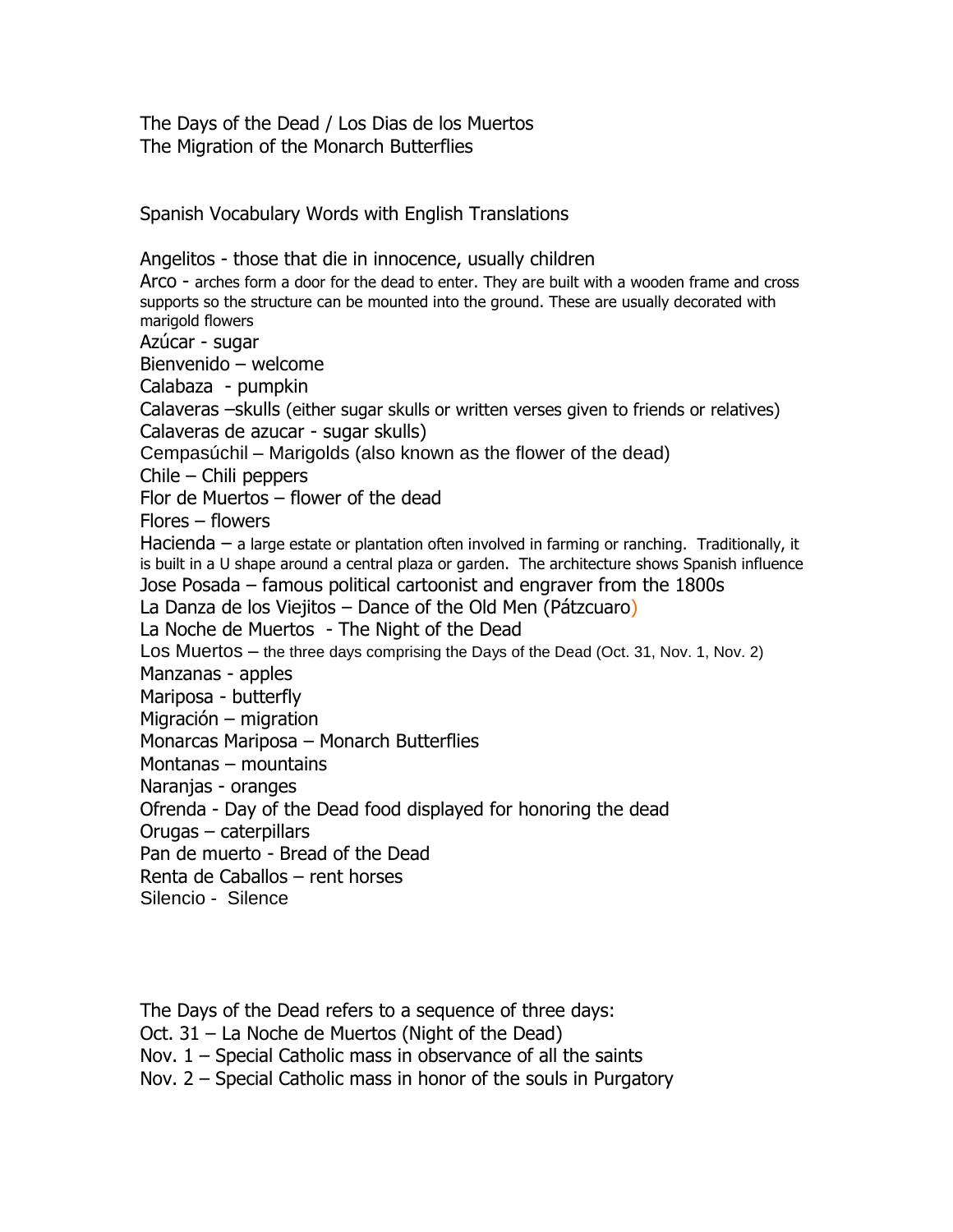The Days of the Dead / Los Dias de los Muertos
The Migration of the Monarch Butterflies

Spanish Vocabulary Words with English Translations

Angelitos - those that die in innocence, usually children
Arco - arches form a door for the dead to enter. They are built with a wooden frame and cross supports so the structure can be mounted into the ground. These are usually decorated with marigold flowers
Azúcar - sugar
Bienvenido – welcome
Calabaza - pumpkin
Calaveras –skulls (either sugar skulls or written verses given to friends or relatives)
Calaveras de azucar - sugar skulls)
Cempasúchil – Marigolds (also known as the flower of the dead)
Chile – Chili peppers
Flor de Muertos – flower of the dead
Flores – flowers
Hacienda – a large estate or plantation often involved in farming or ranching. Traditionally, it is built in a U shape around a central plaza or garden. The architecture shows Spanish influence
Jose Posada – famous political cartoonist and engraver from the 1800s
La Danza de los Viejitos – Dance of the Old Men (Pátzcuaro)
La Noche de Muertos - The Night of the Dead
Los Muertos – the three days comprising the Days of the Dead (Oct. 31, Nov. 1, Nov. 2)
Manzanas - apples
Mariposa - butterfly
Migración – migration
Monarcas Mariposa – Monarch Butterflies
Montanas – mountains
Naranjas - oranges
Ofrenda - Day of the Dead food displayed for honoring the dead
Orugas – caterpillars
Pan de muerto - Bread of the Dead
Renta de Caballos – rent horses
Silencio - Silence

The Days of the Dead refers to a sequence of three days:
Oct. 31 – La Noche de Muertos (Night of the Dead)
Nov. 1 – Special Catholic mass in observance of all the saints
Nov. 2 – Special Catholic mass in honor of the souls in Purgatory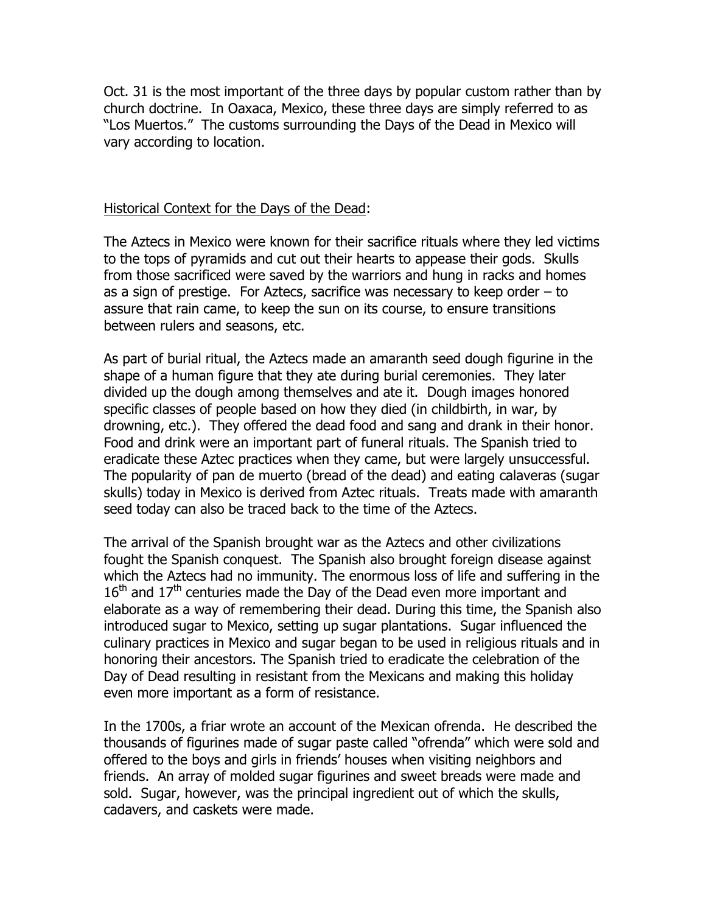Oct. 31 is the most important of the three days by popular custom rather than by church doctrine. In Oaxaca, Mexico, these three days are simply referred to as "Los Muertos." The customs surrounding the Days of the Dead in Mexico will vary according to location.

<u>Historical Context for the Days of the Dead</u>:

The Aztecs in Mexico were known for their sacrifice rituals where they led victims to the tops of pyramids and cut out their hearts to appease their gods. Skulls from those sacrificed were saved by the warriors and hung in racks and homes as a sign of prestige. For Aztecs, sacrifice was necessary to keep order – to assure that rain came, to keep the sun on its course, to ensure transitions between rulers and seasons, etc.

As part of burial ritual, the Aztecs made an amaranth seed dough figurine in the shape of a human figure that they ate during burial ceremonies. They later divided up the dough among themselves and ate it. Dough images honored specific classes of people based on how they died (in childbirth, in war, by drowning, etc.). They offered the dead food and sang and drank in their honor. Food and drink were an important part of funeral rituals. The Spanish tried to eradicate these Aztec practices when they came, but were largely unsuccessful. The popularity of pan de muerto (bread of the dead) and eating calaveras (sugar skulls) today in Mexico is derived from Aztec rituals. Treats made with amaranth seed today can also be traced back to the time of the Aztecs.

The arrival of the Spanish brought war as the Aztecs and other civilizations fought the Spanish conquest. The Spanish also brought foreign disease against which the Aztecs had no immunity. The enormous loss of life and suffering in the 16th and 17th centuries made the Day of the Dead even more important and elaborate as a way of remembering their dead. During this time, the Spanish also introduced sugar to Mexico, setting up sugar plantations. Sugar influenced the culinary practices in Mexico and sugar began to be used in religious rituals and in honoring their ancestors. The Spanish tried to eradicate the celebration of the Day of Dead resulting in resistant from the Mexicans and making this holiday even more important as a form of resistance.

In the 1700s, a friar wrote an account of the Mexican ofrenda. He described the thousands of figurines made of sugar paste called "ofrenda" which were sold and offered to the boys and girls in friends' houses when visiting neighbors and friends. An array of molded sugar figurines and sweet breads were made and sold. Sugar, however, was the principal ingredient out of which the skulls, cadavers, and caskets were made.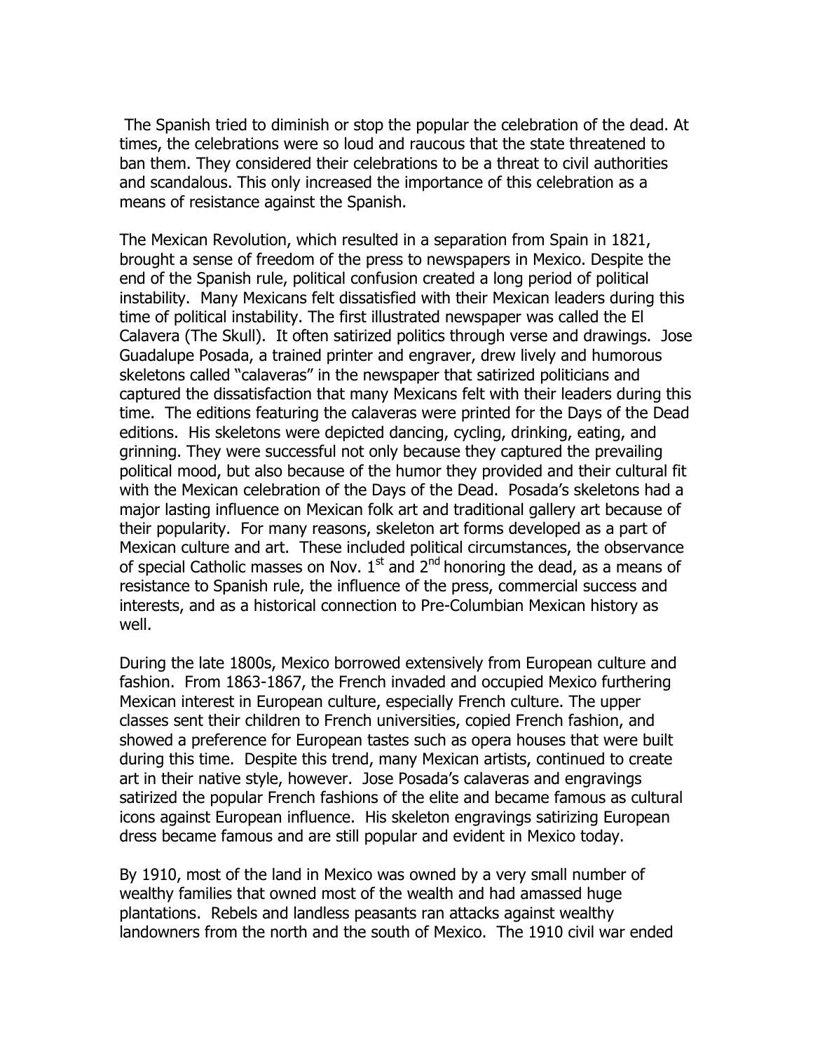The Spanish tried to diminish or stop the popular the celebration of the dead. At times, the celebrations were so loud and raucous that the state threatened to ban them. They considered their celebrations to be a threat to civil authorities and scandalous. This only increased the importance of this celebration as a means of resistance against the Spanish.

The Mexican Revolution, which resulted in a separation from Spain in 1821, brought a sense of freedom of the press to newspapers in Mexico. Despite the end of the Spanish rule, political confusion created a long period of political instability. Many Mexicans felt dissatisfied with their Mexican leaders during this time of political instability. The first illustrated newspaper was called the El Calavera (The Skull). It often satirized politics through verse and drawings. Jose Guadalupe Posada, a trained printer and engraver, drew lively and humorous skeletons called "calaveras" in the newspaper that satirized politicians and captured the dissatisfaction that many Mexicans felt with their leaders during this time. The editions featuring the calaveras were printed for the Days of the Dead editions. His skeletons were depicted dancing, cycling, drinking, eating, and grinning. They were successful not only because they captured the prevailing political mood, but also because of the humor they provided and their cultural fit with the Mexican celebration of the Days of the Dead. Posada's skeletons had a major lasting influence on Mexican folk art and traditional gallery art because of their popularity. For many reasons, skeleton art forms developed as a part of Mexican culture and art. These included political circumstances, the observance of special Catholic masses on Nov. 1st and 2nd honoring the dead, as a means of resistance to Spanish rule, the influence of the press, commercial success and interests, and as a historical connection to Pre-Columbian Mexican history as well.

During the late 1800s, Mexico borrowed extensively from European culture and fashion. From 1863-1867, the French invaded and occupied Mexico furthering Mexican interest in European culture, especially French culture. The upper classes sent their children to French universities, copied French fashion, and showed a preference for European tastes such as opera houses that were built during this time. Despite this trend, many Mexican artists, continued to create art in their native style, however. Jose Posada's calaveras and engravings satirized the popular French fashions of the elite and became famous as cultural icons against European influence. His skeleton engravings satirizing European dress became famous and are still popular and evident in Mexico today.

By 1910, most of the land in Mexico was owned by a very small number of wealthy families that owned most of the wealth and had amassed huge plantations. Rebels and landless peasants ran attacks against wealthy landowners from the north and the south of Mexico. The 1910 civil war ended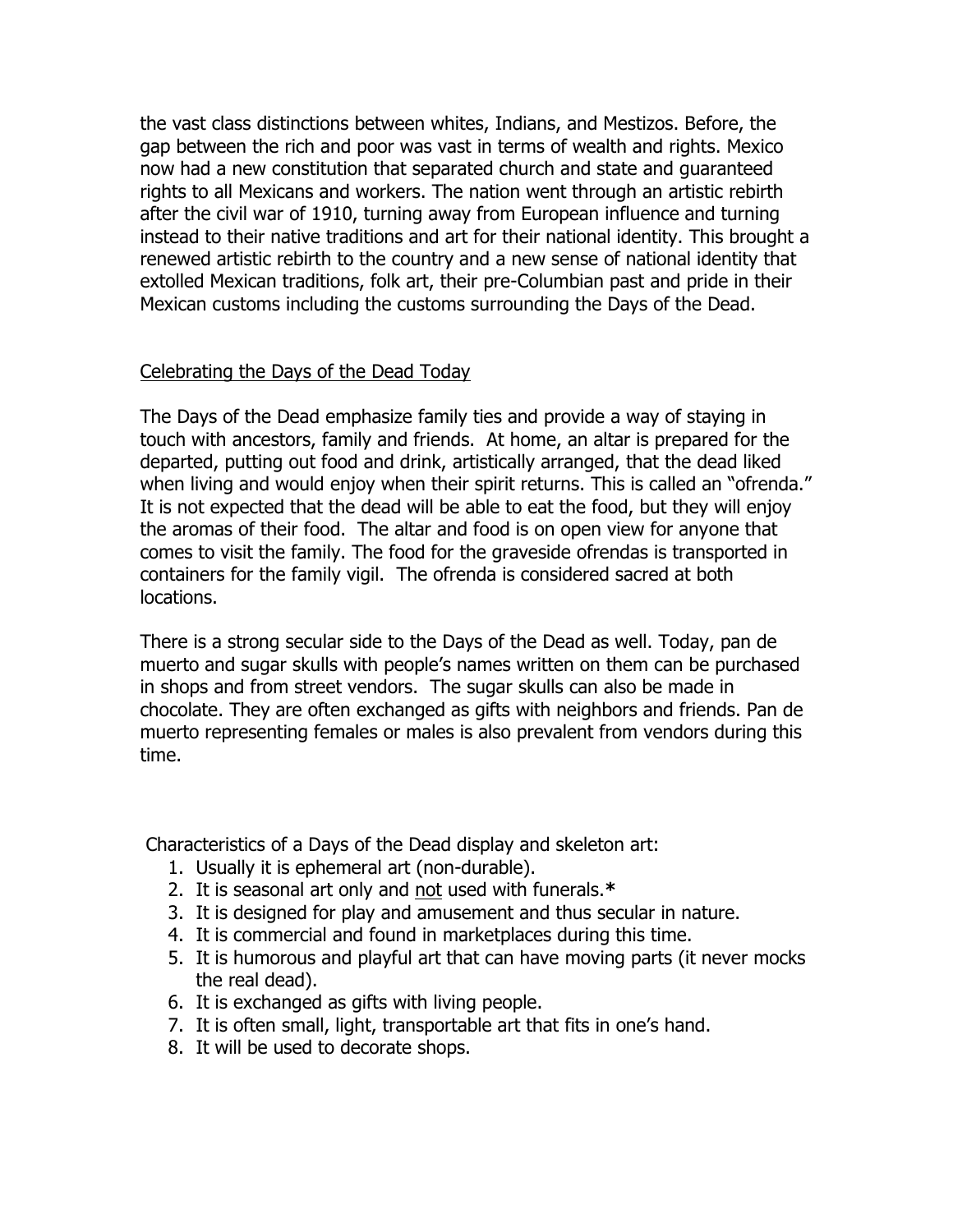the vast class distinctions between whites, Indians, and Mestizos. Before, the gap between the rich and poor was vast in terms of wealth and rights. Mexico now had a new constitution that separated church and state and guaranteed rights to all Mexicans and workers. The nation went through an artistic rebirth after the civil war of 1910, turning away from European influence and turning instead to their native traditions and art for their national identity. This brought a renewed artistic rebirth to the country and a new sense of national identity that extolled Mexican traditions, folk art, their pre-Columbian past and pride in their Mexican customs including the customs surrounding the Days of the Dead.

<u>Celebrating the Days of the Dead Today</u>

The Days of the Dead emphasize family ties and provide a way of staying in touch with ancestors, family and friends. At home, an altar is prepared for the departed, putting out food and drink, artistically arranged, that the dead liked when living and would enjoy when their spirit returns. This is called an "ofrenda." It is not expected that the dead will be able to eat the food, but they will enjoy the aromas of their food. The altar and food is on open view for anyone that comes to visit the family. The food for the graveside ofrendas is transported in containers for the family vigil. The ofrenda is considered sacred at both locations.

There is a strong secular side to the Days of the Dead as well. Today, pan de muerto and sugar skulls with people's names written on them can be purchased in shops and from street vendors. The sugar skulls can also be made in chocolate. They are often exchanged as gifts with neighbors and friends. Pan de muerto representing females or males is also prevalent from vendors during this time.

Characteristics of a Days of the Dead display and skeleton art:

1. Usually it is ephemeral art (non-durable).
2. It is seasonal art only and <u>not</u> used with funerals.**\***
3. It is designed for play and amusement and thus secular in nature.
4. It is commercial and found in marketplaces during this time.
5. It is humorous and playful art that can have moving parts (it never mocks the real dead).
6. It is exchanged as gifts with living people.
7. It is often small, light, transportable art that fits in one's hand.
8. It will be used to decorate shops.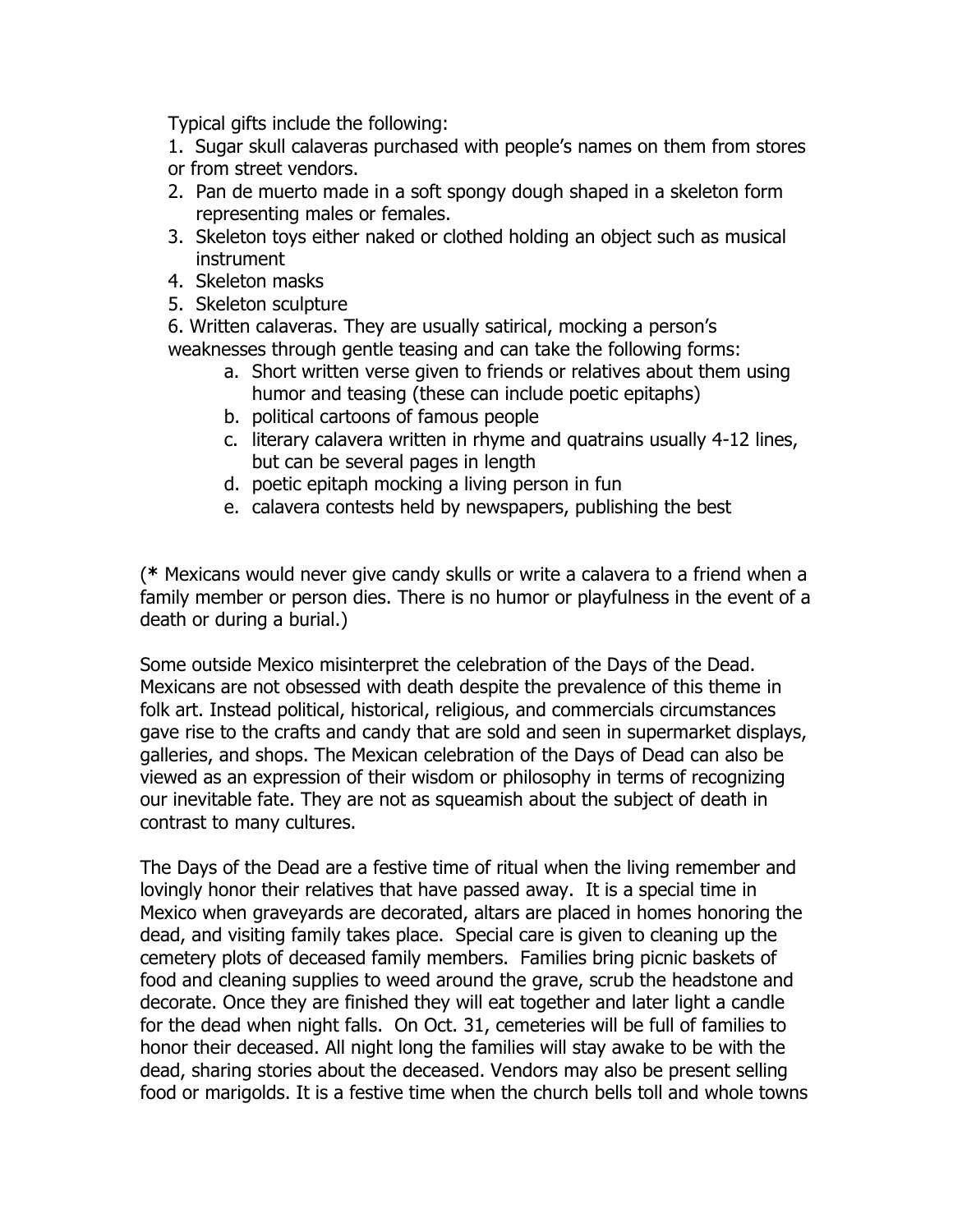Typical gifts include the following:

1. Sugar skull calaveras purchased with people's names on them from stores or from street vendors.
2. Pan de muerto made in a soft spongy dough shaped in a skeleton form representing males or females.
3. Skeleton toys either naked or clothed holding an object such as musical instrument
4. Skeleton masks
5. Skeleton sculpture
6. Written calaveras. They are usually satirical, mocking a person's weaknesses through gentle teasing and can take the following forms:
    a. Short written verse given to friends or relatives about them using humor and teasing (these can include poetic epitaphs)
    b. political cartoons of famous people
    c. literary calavera written in rhyme and quatrains usually 4-12 lines, but can be several pages in length
    d. poetic epitaph mocking a living person in fun
    e. calavera contests held by newspapers, publishing the best

(**\*** Mexicans would never give candy skulls or write a calavera to a friend when a family member or person dies. There is no humor or playfulness in the event of a death or during a burial.)

Some outside Mexico misinterpret the celebration of the Days of the Dead. Mexicans are not obsessed with death despite the prevalence of this theme in folk art. Instead political, historical, religious, and commercials circumstances gave rise to the crafts and candy that are sold and seen in supermarket displays, galleries, and shops. The Mexican celebration of the Days of Dead can also be viewed as an expression of their wisdom or philosophy in terms of recognizing our inevitable fate. They are not as squeamish about the subject of death in contrast to many cultures.

The Days of the Dead are a festive time of ritual when the living remember and lovingly honor their relatives that have passed away. It is a special time in Mexico when graveyards are decorated, altars are placed in homes honoring the dead, and visiting family takes place. Special care is given to cleaning up the cemetery plots of deceased family members. Families bring picnic baskets of food and cleaning supplies to weed around the grave, scrub the headstone and decorate. Once they are finished they will eat together and later light a candle for the dead when night falls. On Oct. 31, cemeteries will be full of families to honor their deceased. All night long the families will stay awake to be with the dead, sharing stories about the deceased. Vendors may also be present selling food or marigolds. It is a festive time when the church bells toll and whole towns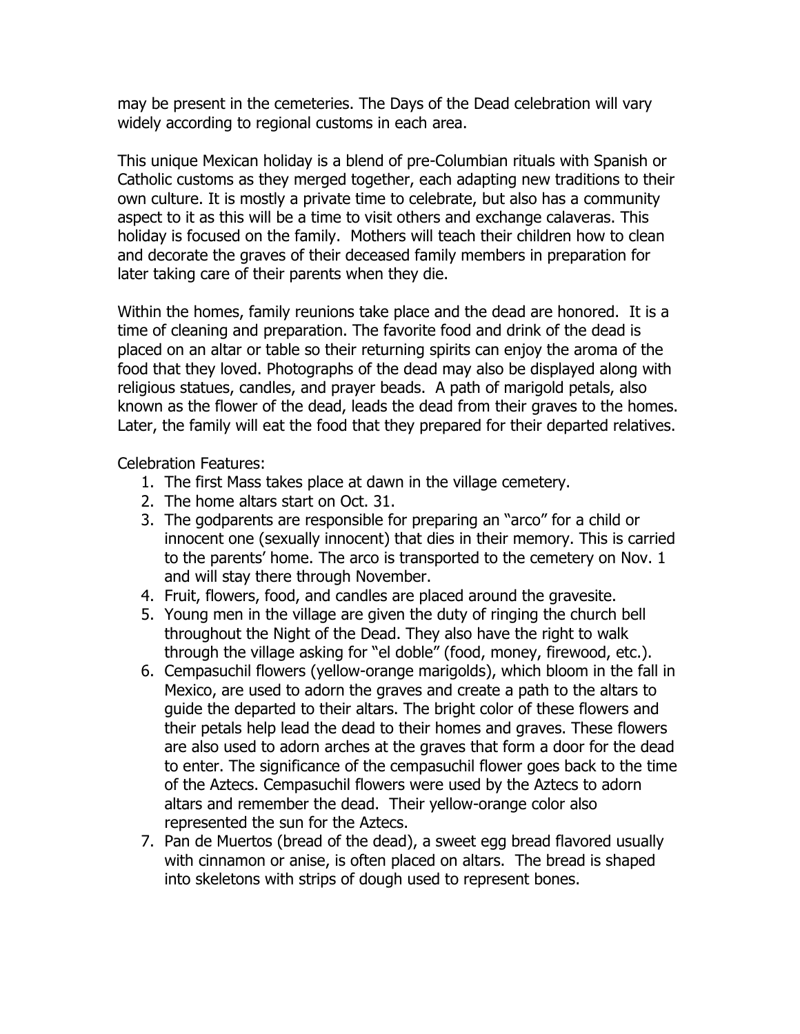may be present in the cemeteries. The Days of the Dead celebration will vary widely according to regional customs in each area.

This unique Mexican holiday is a blend of pre-Columbian rituals with Spanish or Catholic customs as they merged together, each adapting new traditions to their own culture. It is mostly a private time to celebrate, but also has a community aspect to it as this will be a time to visit others and exchange calaveras. This holiday is focused on the family. Mothers will teach their children how to clean and decorate the graves of their deceased family members in preparation for later taking care of their parents when they die.

Within the homes, family reunions take place and the dead are honored. It is a time of cleaning and preparation. The favorite food and drink of the dead is placed on an altar or table so their returning spirits can enjoy the aroma of the food that they loved. Photographs of the dead may also be displayed along with religious statues, candles, and prayer beads. A path of marigold petals, also known as the flower of the dead, leads the dead from their graves to the homes. Later, the family will eat the food that they prepared for their departed relatives.

Celebration Features:

1. The first Mass takes place at dawn in the village cemetery.
2. The home altars start on Oct. 31.
3. The godparents are responsible for preparing an "arco" for a child or innocent one (sexually innocent) that dies in their memory. This is carried to the parents' home. The arco is transported to the cemetery on Nov. 1 and will stay there through November.
4. Fruit, flowers, food, and candles are placed around the gravesite.
5. Young men in the village are given the duty of ringing the church bell throughout the Night of the Dead. They also have the right to walk through the village asking for "el doble" (food, money, firewood, etc.).
6. Cempasuchil flowers (yellow-orange marigolds), which bloom in the fall in Mexico, are used to adorn the graves and create a path to the altars to guide the departed to their altars. The bright color of these flowers and their petals help lead the dead to their homes and graves. These flowers are also used to adorn arches at the graves that form a door for the dead to enter. The significance of the cempasuchil flower goes back to the time of the Aztecs. Cempasuchil flowers were used by the Aztecs to adorn altars and remember the dead. Their yellow-orange color also represented the sun for the Aztecs.
7. Pan de Muertos (bread of the dead), a sweet egg bread flavored usually with cinnamon or anise, is often placed on altars. The bread is shaped into skeletons with strips of dough used to represent bones.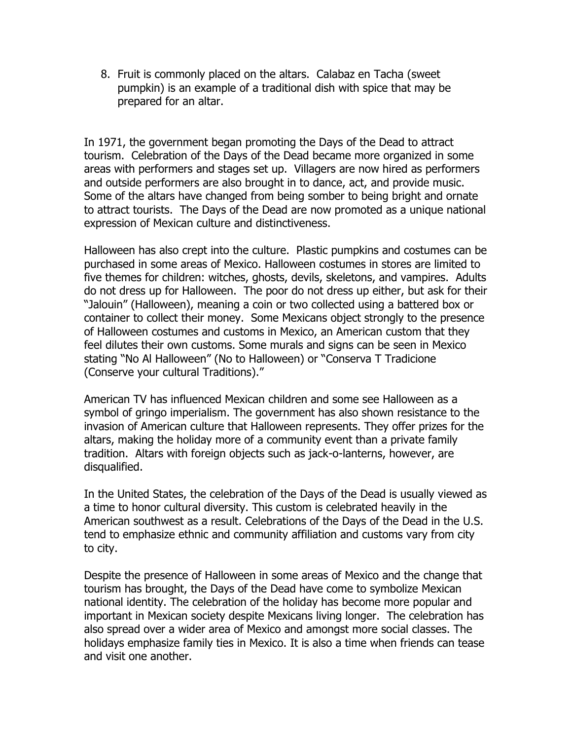8. Fruit is commonly placed on the altars. Calabaz en Tacha (sweet pumpkin) is an example of a traditional dish with spice that may be prepared for an altar.

In 1971, the government began promoting the Days of the Dead to attract tourism. Celebration of the Days of the Dead became more organized in some areas with performers and stages set up. Villagers are now hired as performers and outside performers are also brought in to dance, act, and provide music. Some of the altars have changed from being somber to being bright and ornate to attract tourists. The Days of the Dead are now promoted as a unique national expression of Mexican culture and distinctiveness.

Halloween has also crept into the culture. Plastic pumpkins and costumes can be purchased in some areas of Mexico. Halloween costumes in stores are limited to five themes for children: witches, ghosts, devils, skeletons, and vampires. Adults do not dress up for Halloween. The poor do not dress up either, but ask for their "Jalouin" (Halloween), meaning a coin or two collected using a battered box or container to collect their money. Some Mexicans object strongly to the presence of Halloween costumes and customs in Mexico, an American custom that they feel dilutes their own customs. Some murals and signs can be seen in Mexico stating "No Al Halloween" (No to Halloween) or "Conserva T Tradicione (Conserve your cultural Traditions)."

American TV has influenced Mexican children and some see Halloween as a symbol of gringo imperialism. The government has also shown resistance to the invasion of American culture that Halloween represents. They offer prizes for the altars, making the holiday more of a community event than a private family tradition. Altars with foreign objects such as jack-o-lanterns, however, are disqualified.

In the United States, the celebration of the Days of the Dead is usually viewed as a time to honor cultural diversity. This custom is celebrated heavily in the American southwest as a result. Celebrations of the Days of the Dead in the U.S. tend to emphasize ethnic and community affiliation and customs vary from city to city.

Despite the presence of Halloween in some areas of Mexico and the change that tourism has brought, the Days of the Dead have come to symbolize Mexican national identity. The celebration of the holiday has become more popular and important in Mexican society despite Mexicans living longer. The celebration has also spread over a wider area of Mexico and amongst more social classes. The holidays emphasize family ties in Mexico. It is also a time when friends can tease and visit one another.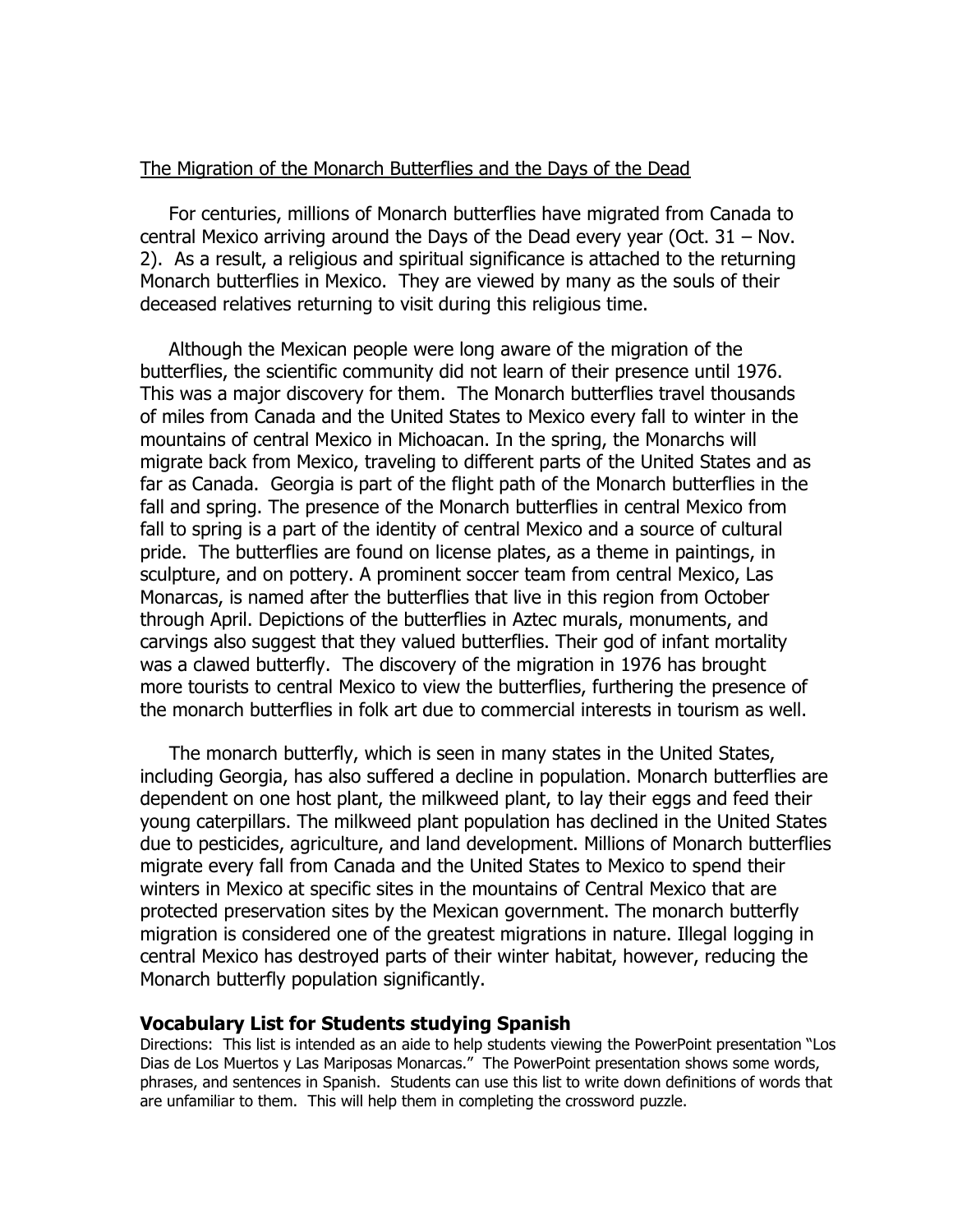The Migration of the Monarch Butterflies and the Days of the Dead

For centuries, millions of Monarch butterflies have migrated from Canada to central Mexico arriving around the Days of the Dead every year (Oct. 31 – Nov. 2). As a result, a religious and spiritual significance is attached to the returning Monarch butterflies in Mexico. They are viewed by many as the souls of their deceased relatives returning to visit during this religious time.

Although the Mexican people were long aware of the migration of the butterflies, the scientific community did not learn of their presence until 1976. This was a major discovery for them. The Monarch butterflies travel thousands of miles from Canada and the United States to Mexico every fall to winter in the mountains of central Mexico in Michoacan. In the spring, the Monarchs will migrate back from Mexico, traveling to different parts of the United States and as far as Canada. Georgia is part of the flight path of the Monarch butterflies in the fall and spring. The presence of the Monarch butterflies in central Mexico from fall to spring is a part of the identity of central Mexico and a source of cultural pride. The butterflies are found on license plates, as a theme in paintings, in sculpture, and on pottery. A prominent soccer team from central Mexico, Las Monarcas, is named after the butterflies that live in this region from October through April. Depictions of the butterflies in Aztec murals, monuments, and carvings also suggest that they valued butterflies. Their god of infant mortality was a clawed butterfly. The discovery of the migration in 1976 has brought more tourists to central Mexico to view the butterflies, furthering the presence of the monarch butterflies in folk art due to commercial interests in tourism as well.

The monarch butterfly, which is seen in many states in the United States, including Georgia, has also suffered a decline in population. Monarch butterflies are dependent on one host plant, the milkweed plant, to lay their eggs and feed their young caterpillars. The milkweed plant population has declined in the United States due to pesticides, agriculture, and land development. Millions of Monarch butterflies migrate every fall from Canada and the United States to Mexico to spend their winters in Mexico at specific sites in the mountains of Central Mexico that are protected preservation sites by the Mexican government. The monarch butterfly migration is considered one of the greatest migrations in nature. Illegal logging in central Mexico has destroyed parts of their winter habitat, however, reducing the Monarch butterfly population significantly.

**Vocabulary List for Students studying Spanish**

Directions: This list is intended as an aide to help students viewing the PowerPoint presentation "Los Dias de Los Muertos y Las Mariposas Monarcas." The PowerPoint presentation shows some words, phrases, and sentences in Spanish. Students can use this list to write down definitions of words that are unfamiliar to them. This will help them in completing the crossword puzzle.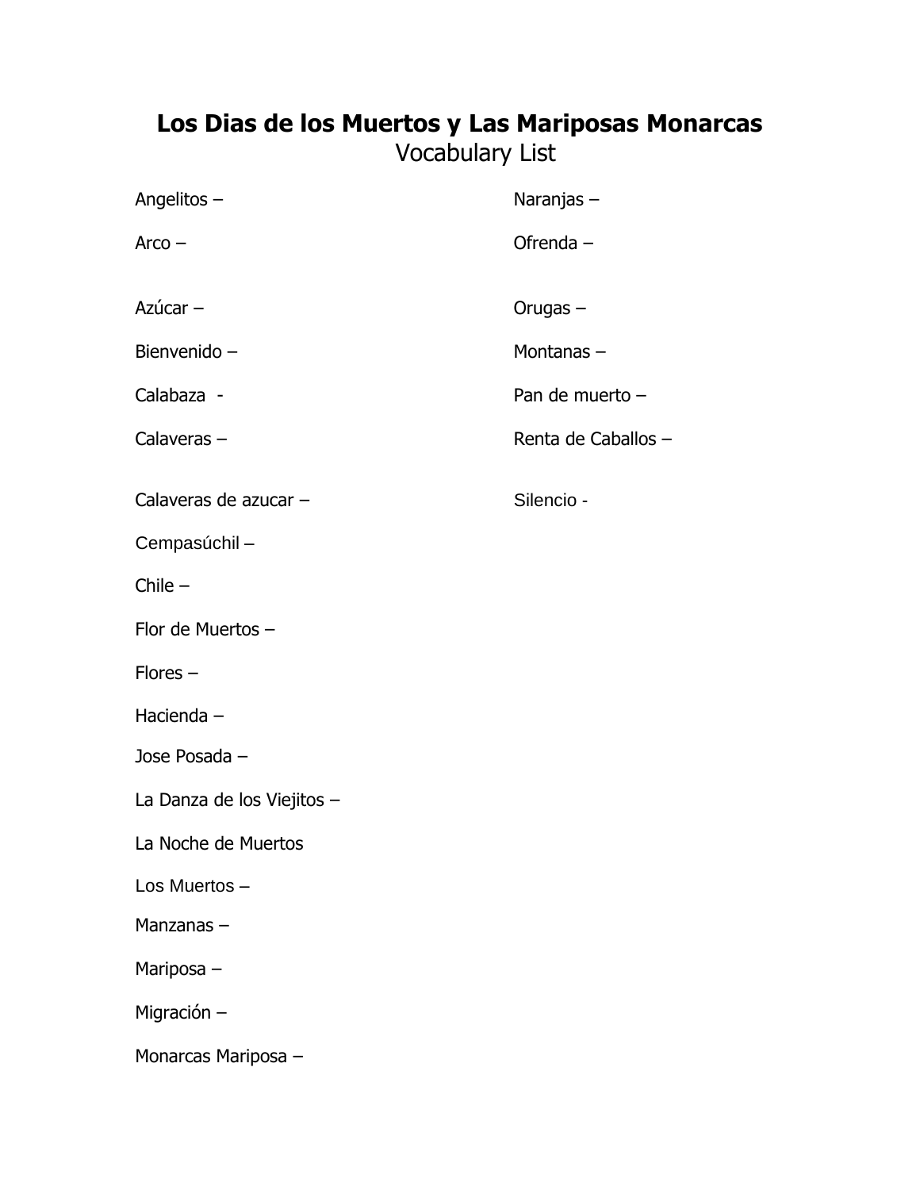# Los Dias de los Muertos y Las Mariposas Monarcas

## Vocabulary List

Angelitos –

Arco –

Azúcar –

Bienvenido –

Calabaza -

Calaveras –

Calaveras de azucar –

Cempasúchil –

Chile –

Flor de Muertos –

Flores –

Hacienda –

Jose Posada –

La Danza de los Viejitos –

La Noche de Muertos

Los Muertos –

Manzanas –

Mariposa –

Migración –

Monarcas Mariposa –

Naranjas –

Ofrenda –

Orugas –

Montanas –

Pan de muerto –

Renta de Caballos –

Silencio -